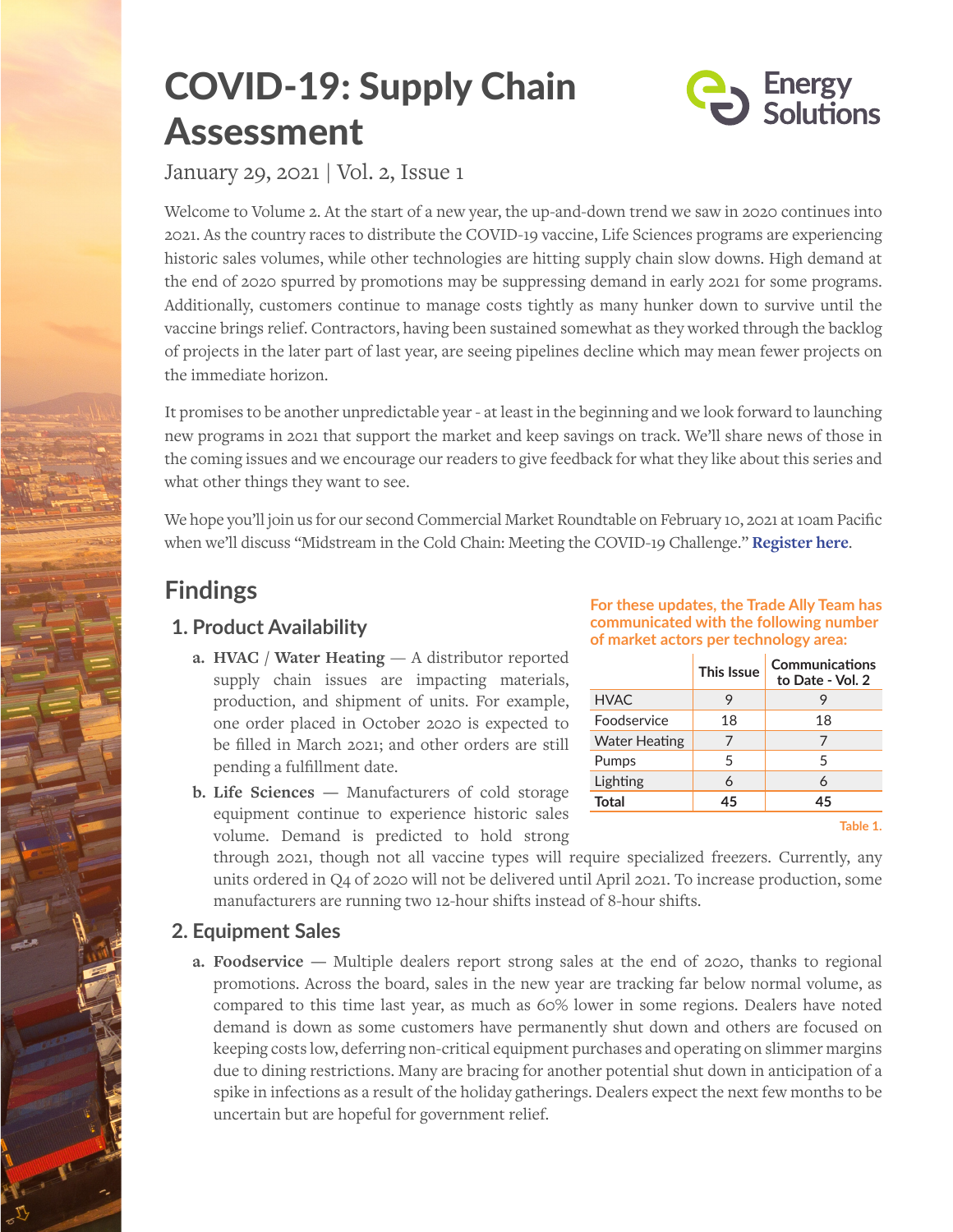# COVID-19: Supply Chain Assessment

Energy Solutions

January 29, 2021 | Vol. 2, Issue 1

Welcome to Volume 2. At the start of a new year, the up-and-down trend we saw in 2020 continues into 2021. As the country races to distribute the COVID-19 vaccine, Life Sciences programs are experiencing historic sales volumes, while other technologies are hitting supply chain slow downs. High demand at the end of 2020 spurred by promotions may be suppressing demand in early 2021 for some programs. Additionally, customers continue to manage costs tightly as many hunker down to survive until the vaccine brings relief. Contractors, having been sustained somewhat as they worked through the backlog of projects in the later part of last year, are seeing pipelines decline which may mean fewer projects on the immediate horizon.

It promises to be another unpredictable year - at least in the beginning and we look forward to launching new programs in 2021 that support the market and keep savings on track. We'll share news of those in the coming issues and we encourage our readers to give feedback for what they like about this series and what other things they want to see.

We hope you'll join us for our second Commercial Market Roundtable on February 10, 2021 at 10am Pacific when we'll discuss "Midstream in the Cold Chain: Meeting the COVID-19 Challenge." **Register here**.

## Findings

**For these updates, the Trade Ally Team has communicated with the following number of market actors per technology area:**

| | This Issue | Communications to Date - Vol. 2 |
|---|---|---|
| HVAC | 9 | 9 |
| Foodservice | 18 | 18 |
| Water Heating | 7 | 7 |
| Pumps | 5 | 5 |
| Lighting | 6 | 6 |
| **Total** | **45** | **45** |

Table 1.

### 1. Product Availability

a. **HVAC / Water Heating** — A distributor reported supply chain issues are impacting materials, production, and shipment of units. For example, one order placed in October 2020 is expected to be filled in March 2021; and other orders are still pending a fulfillment date.

b. **Life Sciences** — Manufacturers of cold storage equipment continue to experience historic sales volume. Demand is predicted to hold strong through 2021, though not all vaccine types will require specialized freezers. Currently, any units ordered in Q4 of 2020 will not be delivered until April 2021. To increase production, some manufacturers are running two 12-hour shifts instead of 8-hour shifts.

### 2. Equipment Sales

a. **Foodservice** — Multiple dealers report strong sales at the end of 2020, thanks to regional promotions. Across the board, sales in the new year are tracking far below normal volume, as compared to this time last year, as much as 60% lower in some regions. Dealers have noted demand is down as some customers have permanently shut down and others are focused on keeping costs low, deferring non-critical equipment purchases and operating on slimmer margins due to dining restrictions. Many are bracing for another potential shut down in anticipation of a spike in infections as a result of the holiday gatherings. Dealers expect the next few months to be uncertain but are hopeful for government relief.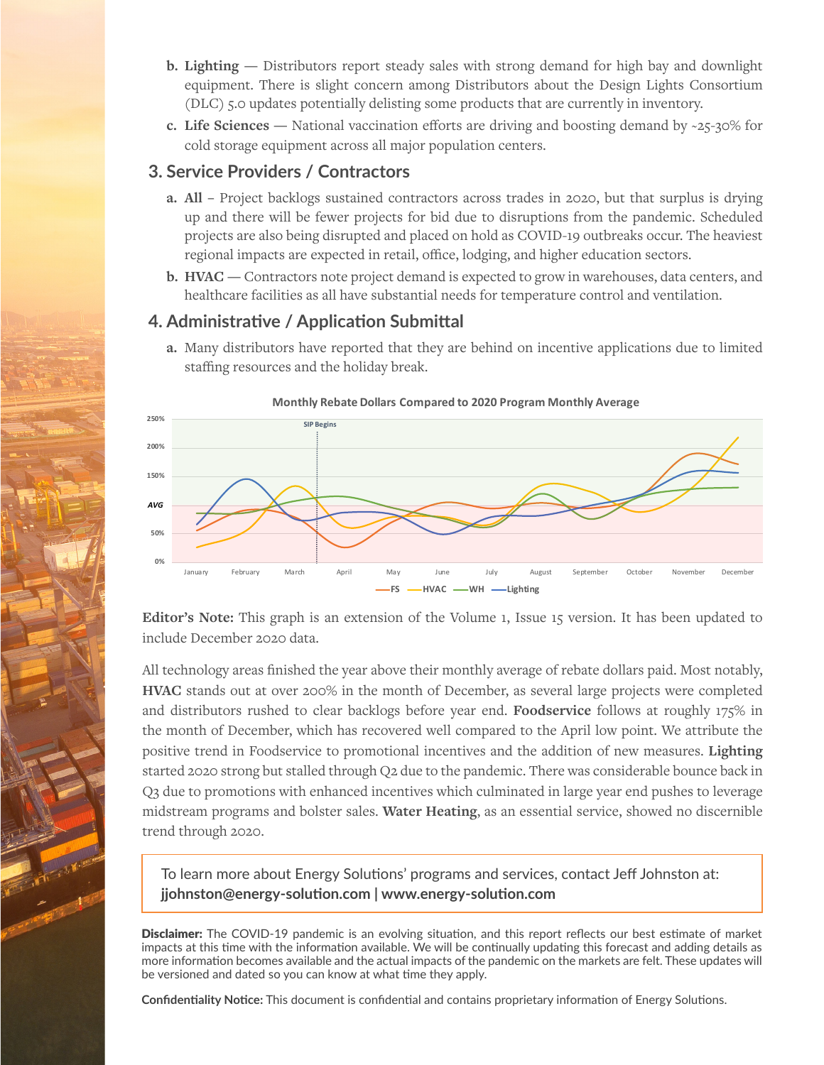b. **Lighting** — Distributors report steady sales with strong demand for high bay and downlight equipment. There is slight concern among Distributors about the Design Lights Consortium (DLC) 5.0 updates potentially delisting some products that are currently in inventory.

c. **Life Sciences** — National vaccination efforts are driving and boosting demand by ~25-30% for cold storage equipment across all major population centers.

## 3. Service Providers / Contractors

a. **All** – Project backlogs sustained contractors across trades in 2020, but that surplus is drying up and there will be fewer projects for bid due to disruptions from the pandemic. Scheduled projects are also being disrupted and placed on hold as COVID-19 outbreaks occur. The heaviest regional impacts are expected in retail, office, lodging, and higher education sectors.

b. **HVAC** — Contractors note project demand is expected to grow in warehouses, data centers, and healthcare facilities as all have substantial needs for temperature control and ventilation.

## 4. Administrative / Application Submittal

a. Many distributors have reported that they are behind on incentive applications due to limited staffing resources and the holiday break.

**Monthly Rebate Dollars Compared to 2020 Program Monthly Average**

250%
200%
150%
AVG
50%
0%

SIP Begins

January February March April May June July August September October November December

FS HVAC WH Lighting

**Editor's Note:** This graph is an extension of the Volume 1, Issue 15 version. It has been updated to include December 2020 data.

All technology areas finished the year above their monthly average of rebate dollars paid. Most notably, **HVAC** stands out at over 200% in the month of December, as several large projects were completed and distributors rushed to clear backlogs before year end. **Foodservice** follows at roughly 175% in the month of December, which has recovered well compared to the April low point. We attribute the positive trend in Foodservice to promotional incentives and the addition of new measures. **Lighting** started 2020 strong but stalled through Q2 due to the pandemic. There was considerable bounce back in Q3 due to promotions with enhanced incentives which culminated in large year end pushes to leverage midstream programs and bolster sales. **Water Heating**, as an essential service, showed no discernible trend through 2020.

To learn more about Energy Solutions' programs and services, contact Jeff Johnston at:
**jjohnston@energy-solution.com | www.energy-solution.com**

**Disclaimer:** The COVID-19 pandemic is an evolving situation, and this report reflects our best estimate of market impacts at this time with the information available. We will be continually updating this forecast and adding details as more information becomes available and the actual impacts of the pandemic on the markets are felt. These updates will be versioned and dated so you can know at what time they apply.

**Confidentiality Notice:** This document is confidential and contains proprietary information of Energy Solutions.